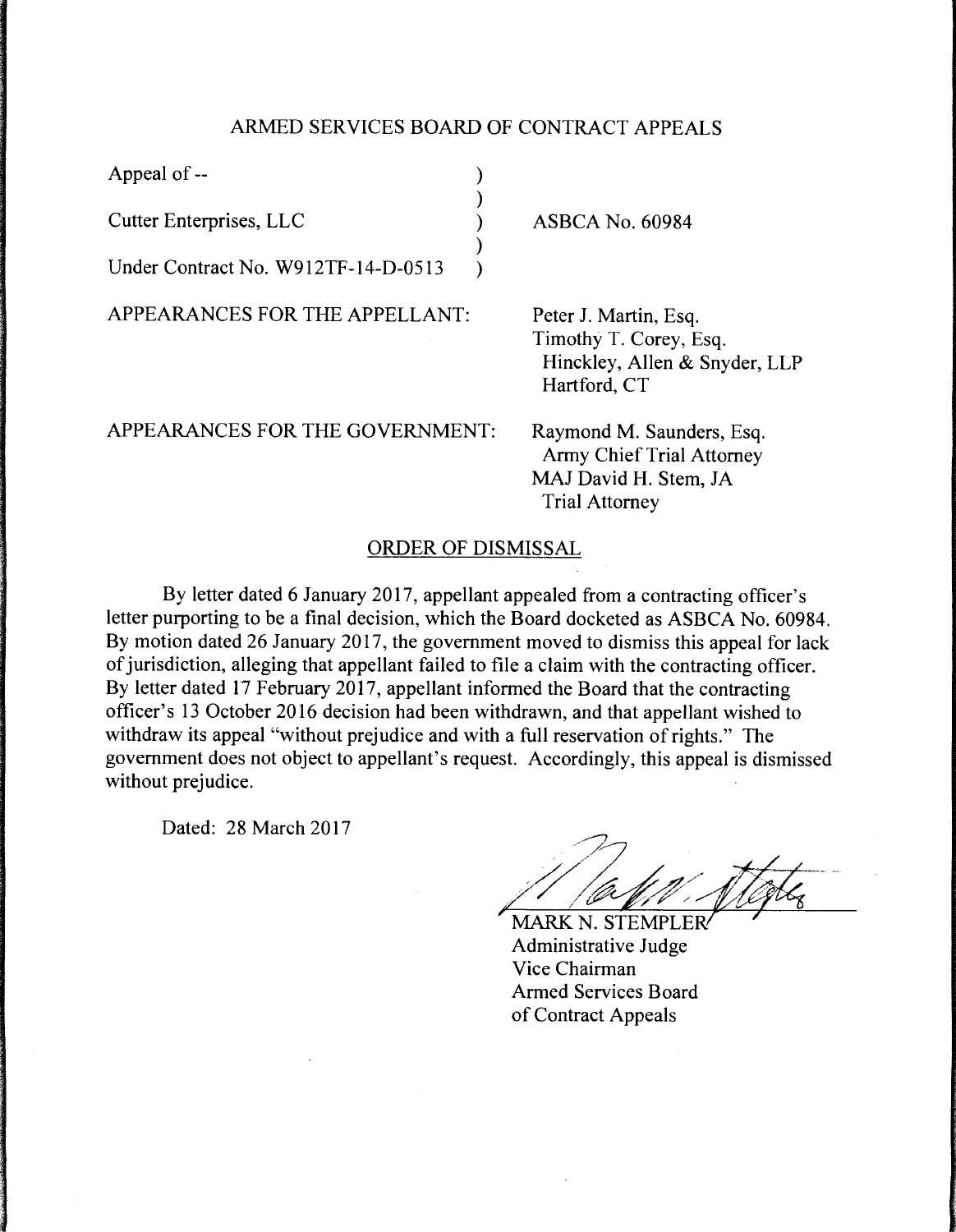ARMED SERVICES BOARD OF CONTRACT APPEALS

| | | |
|---|---|---|
| Appeal of -- | ) | |
| | ) | |
| Cutter Enterprises, LLC | ) | ASBCA No. 60984 |
| | ) | |
| Under Contract No. W912TF-14-D-0513 | ) | |

APPEARANCES FOR THE APPELLANT:

Peter J. Martin, Esq.
Timothy T. Corey, Esq.
Hinckley, Allen & Snyder, LLP
Hartford, CT

APPEARANCES FOR THE GOVERNMENT:

Raymond M. Saunders, Esq.
Army Chief Trial Attorney
MAJ David H. Stem, JA
Trial Attorney

ORDER OF DISMISSAL

By letter dated 6 January 2017, appellant appealed from a contracting officer's letter purporting to be a final decision, which the Board docketed as ASBCA No. 60984. By motion dated 26 January 2017, the government moved to dismiss this appeal for lack of jurisdiction, alleging that appellant failed to file a claim with the contracting officer. By letter dated 17 February 2017, appellant informed the Board that the contracting officer's 13 October 2016 decision had been withdrawn, and that appellant wished to withdraw its appeal "without prejudice and with a full reservation of rights." The government does not object to appellant's request. Accordingly, this appeal is dismissed without prejudice.

Dated: 28 March 2017

MARK N. STEMPLER
Administrative Judge
Vice Chairman
Armed Services Board
of Contract Appeals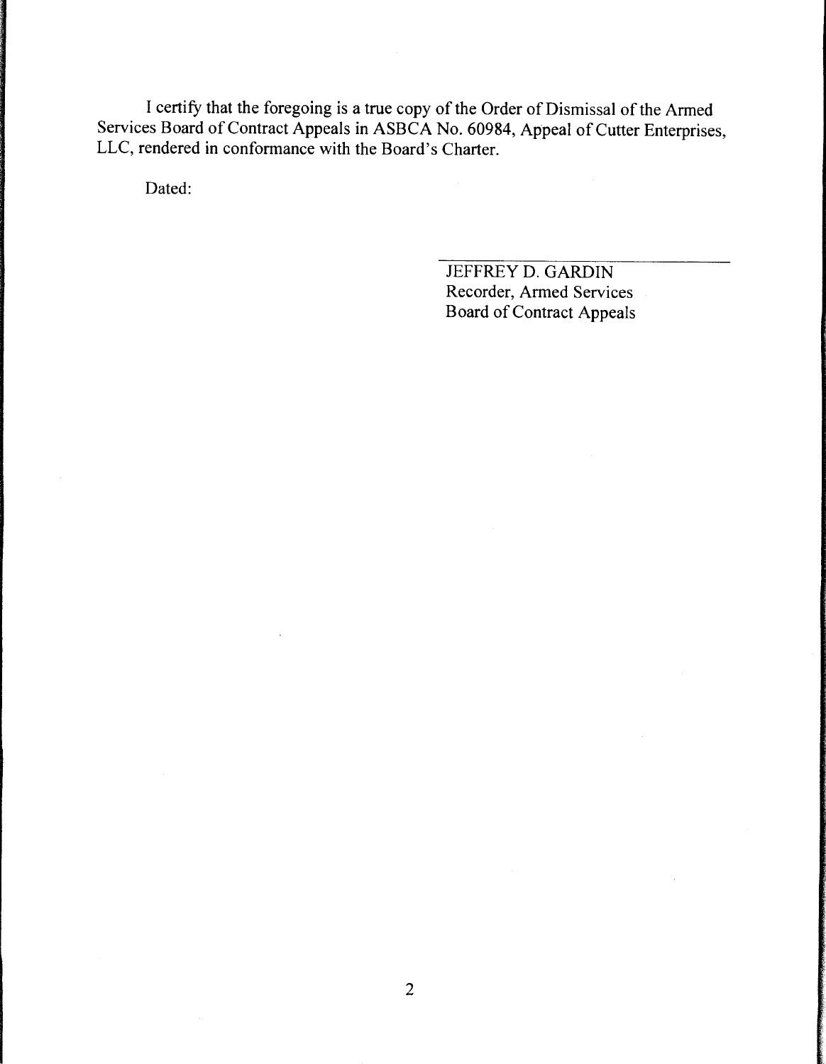I certify that the foregoing is a true copy of the Order of Dismissal of the Armed Services Board of Contract Appeals in ASBCA No. 60984, Appeal of Cutter Enterprises, LLC, rendered in conformance with the Board's Charter.

Dated:

JEFFREY D. GARDIN  
Recorder, Armed Services  
Board of Contract Appeals